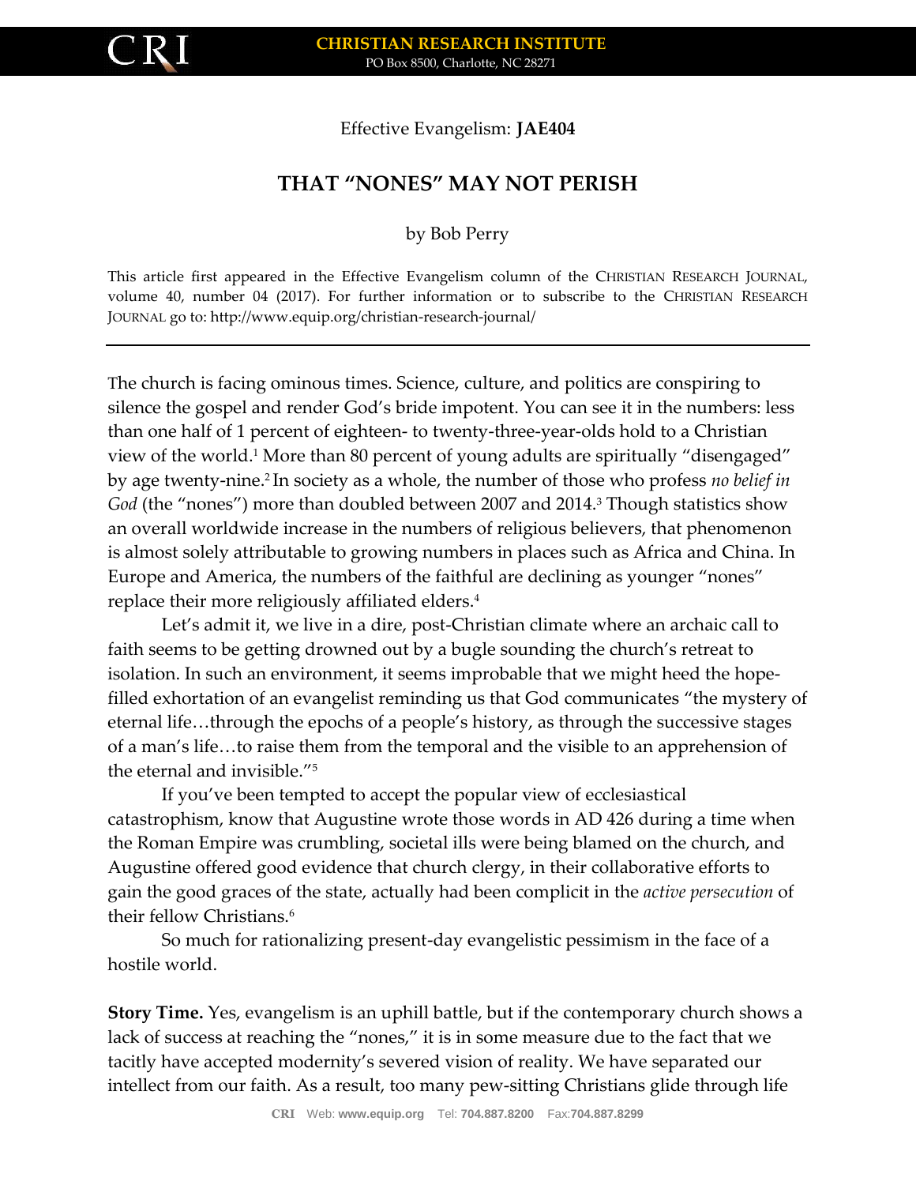Effective Evangelism: **JAE404**

# THAT "NONES" MAY NOT PERISH

by Bob Perry

This article first appeared in the Effective Evangelism column of the CHRISTIAN RESEARCH JOURNAL, volume 40, number 04 (2017). For further information or to subscribe to the CHRISTIAN RESEARCH JOURNAL go to: http://www.equip.org/christian-research-journal/

---

The church is facing ominous times. Science, culture, and politics are conspiring to silence the gospel and render God's bride impotent. You can see it in the numbers: less than one half of 1 percent of eighteen- to twenty-three-year-olds hold to a Christian view of the world.[1] More than 80 percent of young adults are spiritually "disengaged" by age twenty-nine.[2] In society as a whole, the number of those who profess *no belief in God* (the "nones") more than doubled between 2007 and 2014.[3] Though statistics show an overall worldwide increase in the numbers of religious believers, that phenomenon is almost solely attributable to growing numbers in places such as Africa and China. In Europe and America, the numbers of the faithful are declining as younger "nones" replace their more religiously affiliated elders.[4]

Let's admit it, we live in a dire, post-Christian climate where an archaic call to faith seems to be getting drowned out by a bugle sounding the church's retreat to isolation. In such an environment, it seems improbable that we might heed the hope-filled exhortation of an evangelist reminding us that God communicates "the mystery of eternal life…through the epochs of a people's history, as through the successive stages of a man's life…to raise them from the temporal and the visible to an apprehension of the eternal and invisible."[5]

If you've been tempted to accept the popular view of ecclesiastical catastrophism, know that Augustine wrote those words in AD 426 during a time when the Roman Empire was crumbling, societal ills were being blamed on the church, and Augustine offered good evidence that church clergy, in their collaborative efforts to gain the good graces of the state, actually had been complicit in the *active persecution* of their fellow Christians.[6]

So much for rationalizing present-day evangelistic pessimism in the face of a hostile world.

**Story Time.** Yes, evangelism is an uphill battle, but if the contemporary church shows a lack of success at reaching the "nones," it is in some measure due to the fact that we tacitly have accepted modernity's severed vision of reality. We have separated our intellect from our faith. As a result, too many pew-sitting Christians glide through life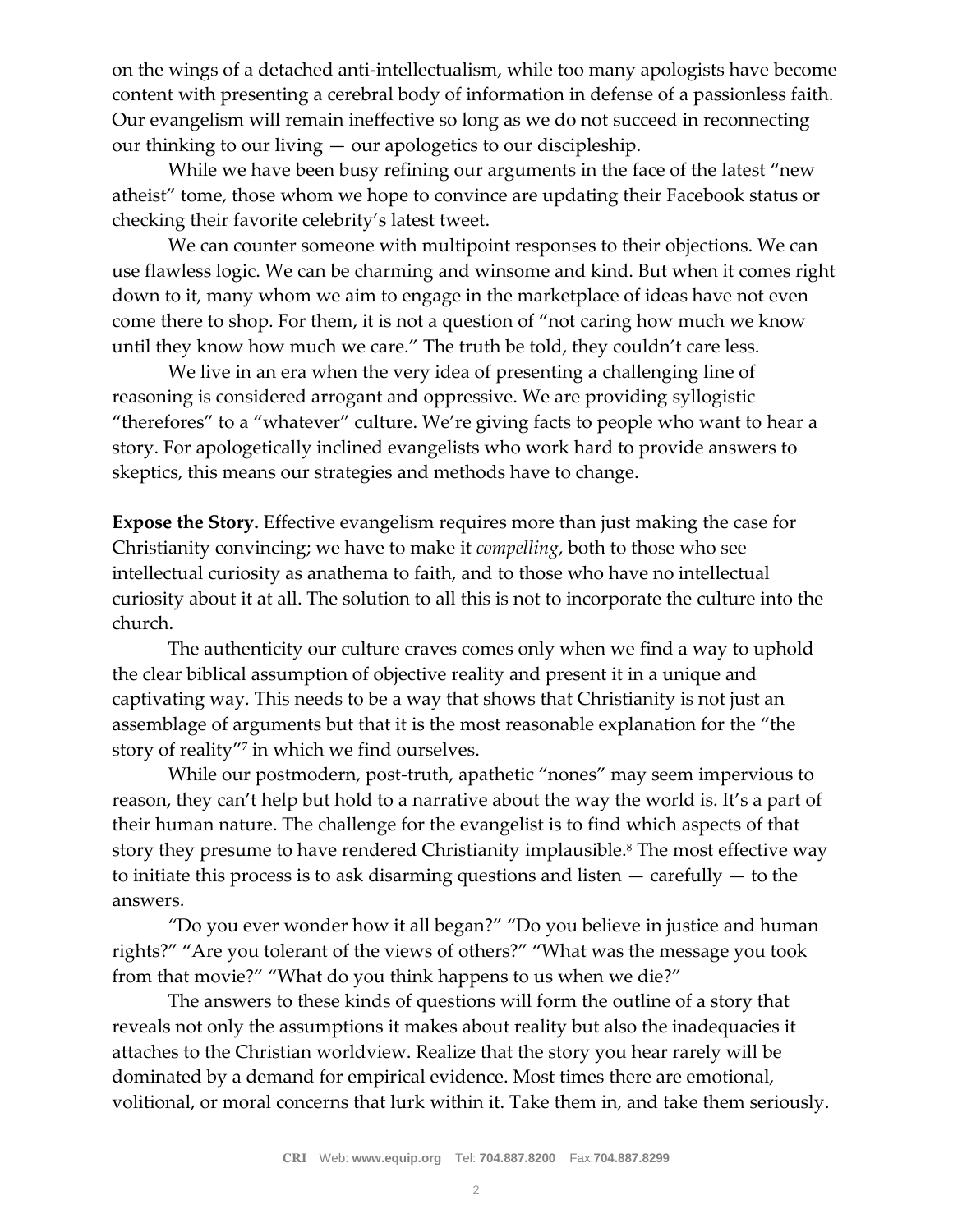on the wings of a detached anti-intellectualism, while too many apologists have become content with presenting a cerebral body of information in defense of a passionless faith. Our evangelism will remain ineffective so long as we do not succeed in reconnecting our thinking to our living — our apologetics to our discipleship.

While we have been busy refining our arguments in the face of the latest "new atheist" tome, those whom we hope to convince are updating their Facebook status or checking their favorite celebrity's latest tweet.

We can counter someone with multipoint responses to their objections. We can use flawless logic. We can be charming and winsome and kind. But when it comes right down to it, many whom we aim to engage in the marketplace of ideas have not even come there to shop. For them, it is not a question of "not caring how much we know until they know how much we care." The truth be told, they couldn't care less.

We live in an era when the very idea of presenting a challenging line of reasoning is considered arrogant and oppressive. We are providing syllogistic "therefores" to a "whatever" culture. We're giving facts to people who want to hear a story. For apologetically inclined evangelists who work hard to provide answers to skeptics, this means our strategies and methods have to change.

**Expose the Story.** Effective evangelism requires more than just making the case for Christianity convincing; we have to make it *compelling*, both to those who see intellectual curiosity as anathema to faith, and to those who have no intellectual curiosity about it at all. The solution to all this is not to incorporate the culture into the church.

The authenticity our culture craves comes only when we find a way to uphold the clear biblical assumption of objective reality and present it in a unique and captivating way. This needs to be a way that shows that Christianity is not just an assemblage of arguments but that it is the most reasonable explanation for the "the story of reality"[7] in which we find ourselves.

While our postmodern, post-truth, apathetic "nones" may seem impervious to reason, they can't help but hold to a narrative about the way the world is. It's a part of their human nature. The challenge for the evangelist is to find which aspects of that story they presume to have rendered Christianity implausible.[8] The most effective way to initiate this process is to ask disarming questions and listen — carefully — to the answers.

"Do you ever wonder how it all began?" "Do you believe in justice and human rights?" "Are you tolerant of the views of others?" "What was the message you took from that movie?" "What do you think happens to us when we die?"

The answers to these kinds of questions will form the outline of a story that reveals not only the assumptions it makes about reality but also the inadequacies it attaches to the Christian worldview. Realize that the story you hear rarely will be dominated by a demand for empirical evidence. Most times there are emotional, volitional, or moral concerns that lurk within it. Take them in, and take them seriously.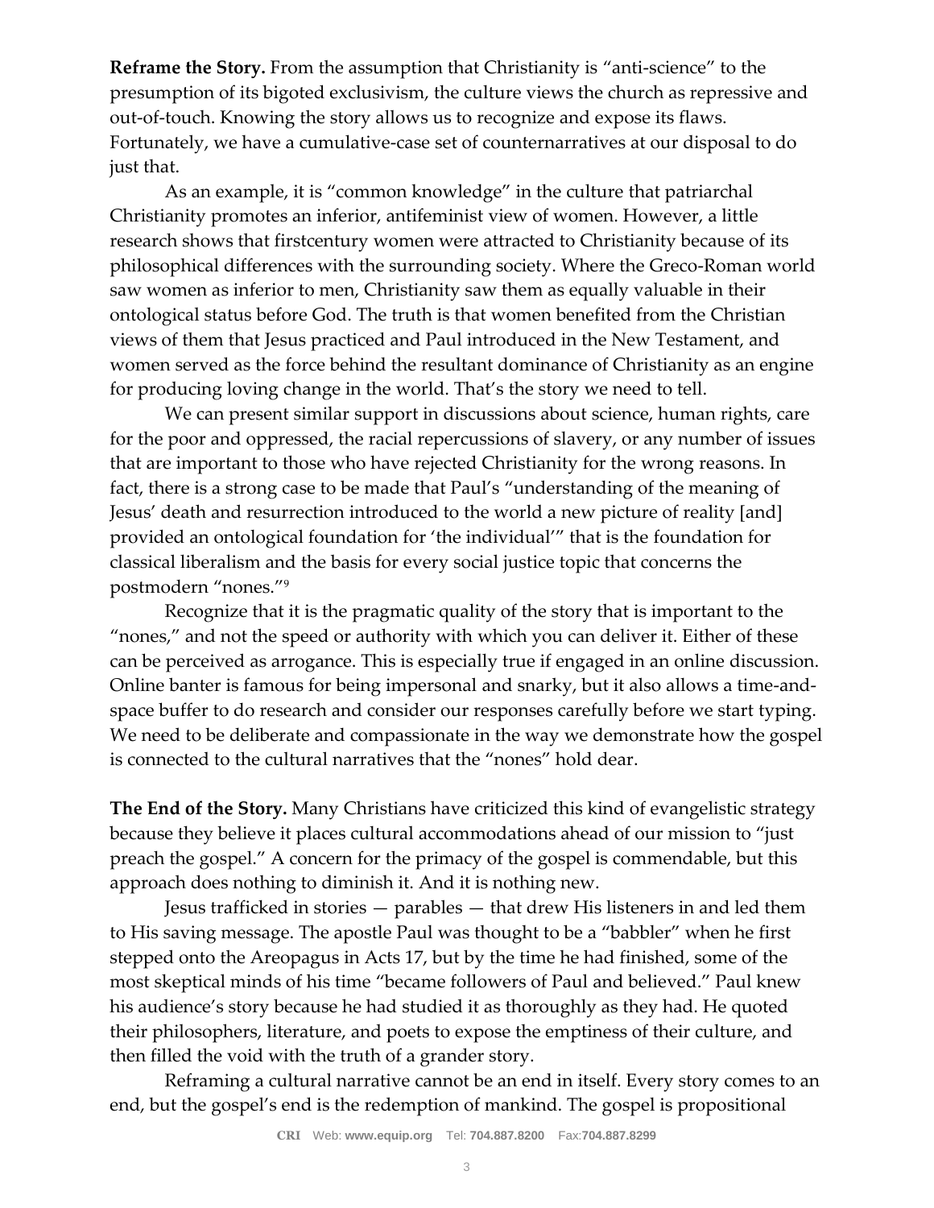**Reframe the Story.** From the assumption that Christianity is "anti-science" to the presumption of its bigoted exclusivism, the culture views the church as repressive and out-of-touch. Knowing the story allows us to recognize and expose its flaws. Fortunately, we have a cumulative-case set of counternarratives at our disposal to do just that.

As an example, it is "common knowledge" in the culture that patriarchal Christianity promotes an inferior, antifeminist view of women. However, a little research shows that firstcentury women were attracted to Christianity because of its philosophical differences with the surrounding society. Where the Greco-Roman world saw women as inferior to men, Christianity saw them as equally valuable in their ontological status before God. The truth is that women benefited from the Christian views of them that Jesus practiced and Paul introduced in the New Testament, and women served as the force behind the resultant dominance of Christianity as an engine for producing loving change in the world. That's the story we need to tell.

We can present similar support in discussions about science, human rights, care for the poor and oppressed, the racial repercussions of slavery, or any number of issues that are important to those who have rejected Christianity for the wrong reasons. In fact, there is a strong case to be made that Paul's "understanding of the meaning of Jesus' death and resurrection introduced to the world a new picture of reality [and] provided an ontological foundation for 'the individual'" that is the foundation for classical liberalism and the basis for every social justice topic that concerns the postmodern "nones."[9]

Recognize that it is the pragmatic quality of the story that is important to the "nones," and not the speed or authority with which you can deliver it. Either of these can be perceived as arrogance. This is especially true if engaged in an online discussion. Online banter is famous for being impersonal and snarky, but it also allows a time-and-space buffer to do research and consider our responses carefully before we start typing. We need to be deliberate and compassionate in the way we demonstrate how the gospel is connected to the cultural narratives that the "nones" hold dear.

**The End of the Story.** Many Christians have criticized this kind of evangelistic strategy because they believe it places cultural accommodations ahead of our mission to "just preach the gospel." A concern for the primacy of the gospel is commendable, but this approach does nothing to diminish it. And it is nothing new.

Jesus trafficked in stories — parables — that drew His listeners in and led them to His saving message. The apostle Paul was thought to be a "babbler" when he first stepped onto the Areopagus in Acts 17, but by the time he had finished, some of the most skeptical minds of his time "became followers of Paul and believed." Paul knew his audience's story because he had studied it as thoroughly as they had. He quoted their philosophers, literature, and poets to expose the emptiness of their culture, and then filled the void with the truth of a grander story.

Reframing a cultural narrative cannot be an end in itself. Every story comes to an end, but the gospel's end is the redemption of mankind. The gospel is propositional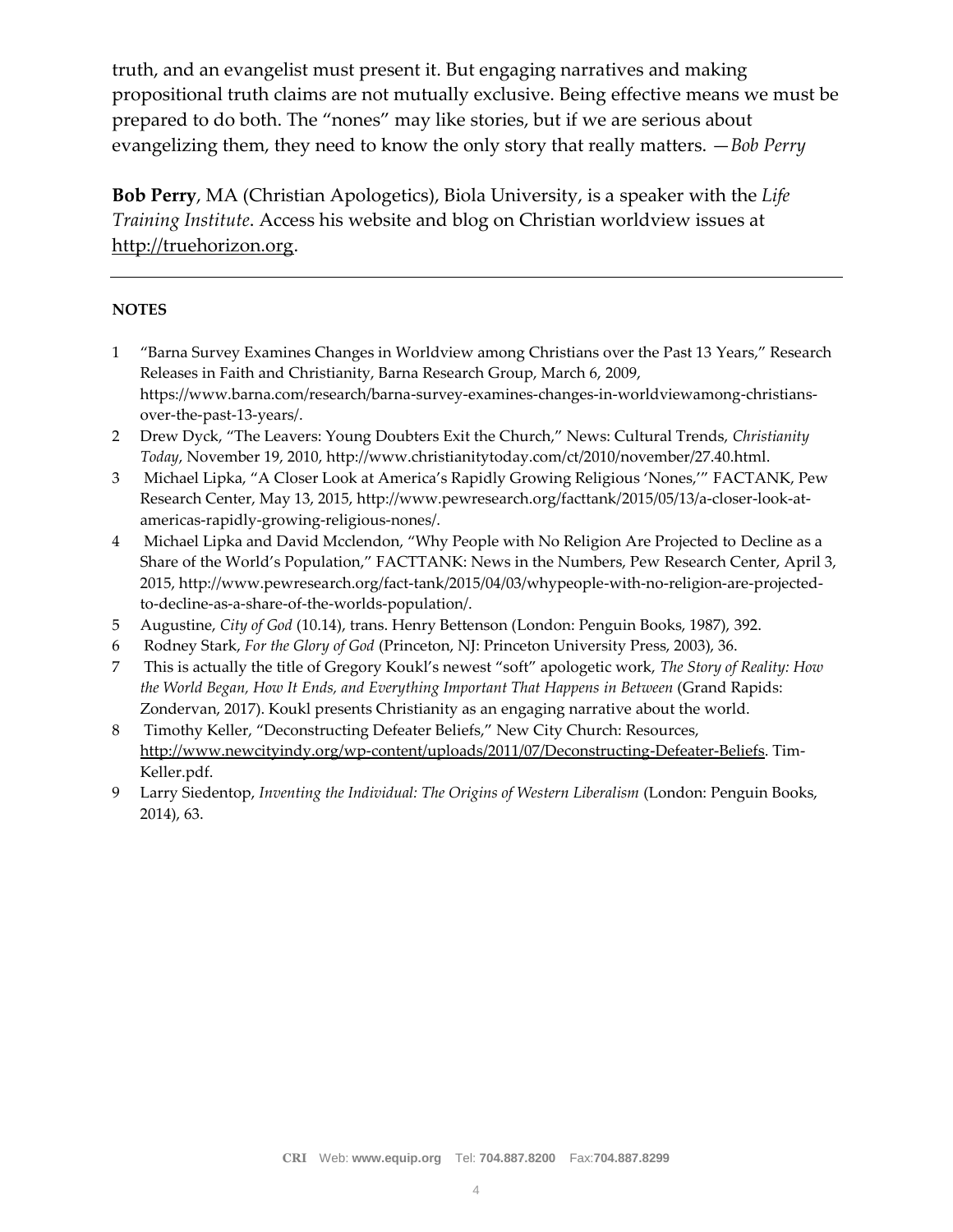truth, and an evangelist must present it. But engaging narratives and making propositional truth claims are not mutually exclusive. Being effective means we must be prepared to do both. The "nones" may like stories, but if we are serious about evangelizing them, they need to know the only story that really matters. —*Bob Perry*

**Bob Perry**, MA (Christian Apologetics), Biola University, is a speaker with the *Life Training Institute*. Access his website and blog on Christian worldview issues at http://truehorizon.org.

---

**NOTES**

1. "Barna Survey Examines Changes in Worldview among Christians over the Past 13 Years," Research Releases in Faith and Christianity, Barna Research Group, March 6, 2009, https://www.barna.com/research/barna-survey-examines-changes-in-worldviewamong-christians-over-the-past-13-years/.
2. Drew Dyck, "The Leavers: Young Doubters Exit the Church," News: Cultural Trends, *Christianity Today*, November 19, 2010, http://www.christianitytoday.com/ct/2010/november/27.40.html.
3. Michael Lipka, "A Closer Look at America's Rapidly Growing Religious 'Nones,'" FACTANK, Pew Research Center, May 13, 2015, http://www.pewresearch.org/facttank/2015/05/13/a-closer-look-at-americas-rapidly-growing-religious-nones/.
4. Michael Lipka and David Mcclendon, "Why People with No Religion Are Projected to Decline as a Share of the World's Population," FACTTANK: News in the Numbers, Pew Research Center, April 3, 2015, http://www.pewresearch.org/fact-tank/2015/04/03/whypeople-with-no-religion-are-projected-to-decline-as-a-share-of-the-worlds-population/.
5. Augustine, *City of God* (10.14), trans. Henry Bettenson (London: Penguin Books, 1987), 392.
6. Rodney Stark, *For the Glory of God* (Princeton, NJ: Princeton University Press, 2003), 36.
7. This is actually the title of Gregory Koukl's newest "soft" apologetic work, *The Story of Reality: How the World Began, How It Ends, and Everything Important That Happens in Between* (Grand Rapids: Zondervan, 2017). Koukl presents Christianity as an engaging narrative about the world.
8. Timothy Keller, "Deconstructing Defeater Beliefs," New City Church: Resources, http://www.newcityindy.org/wp-content/uploads/2011/07/Deconstructing-Defeater-Beliefs. Tim-Keller.pdf.
9. Larry Siedentop, *Inventing the Individual: The Origins of Western Liberalism* (London: Penguin Books, 2014), 63.

**CRI** Web: **www.equip.org** Tel: **704.887.8200** Fax:**704.887.8299**